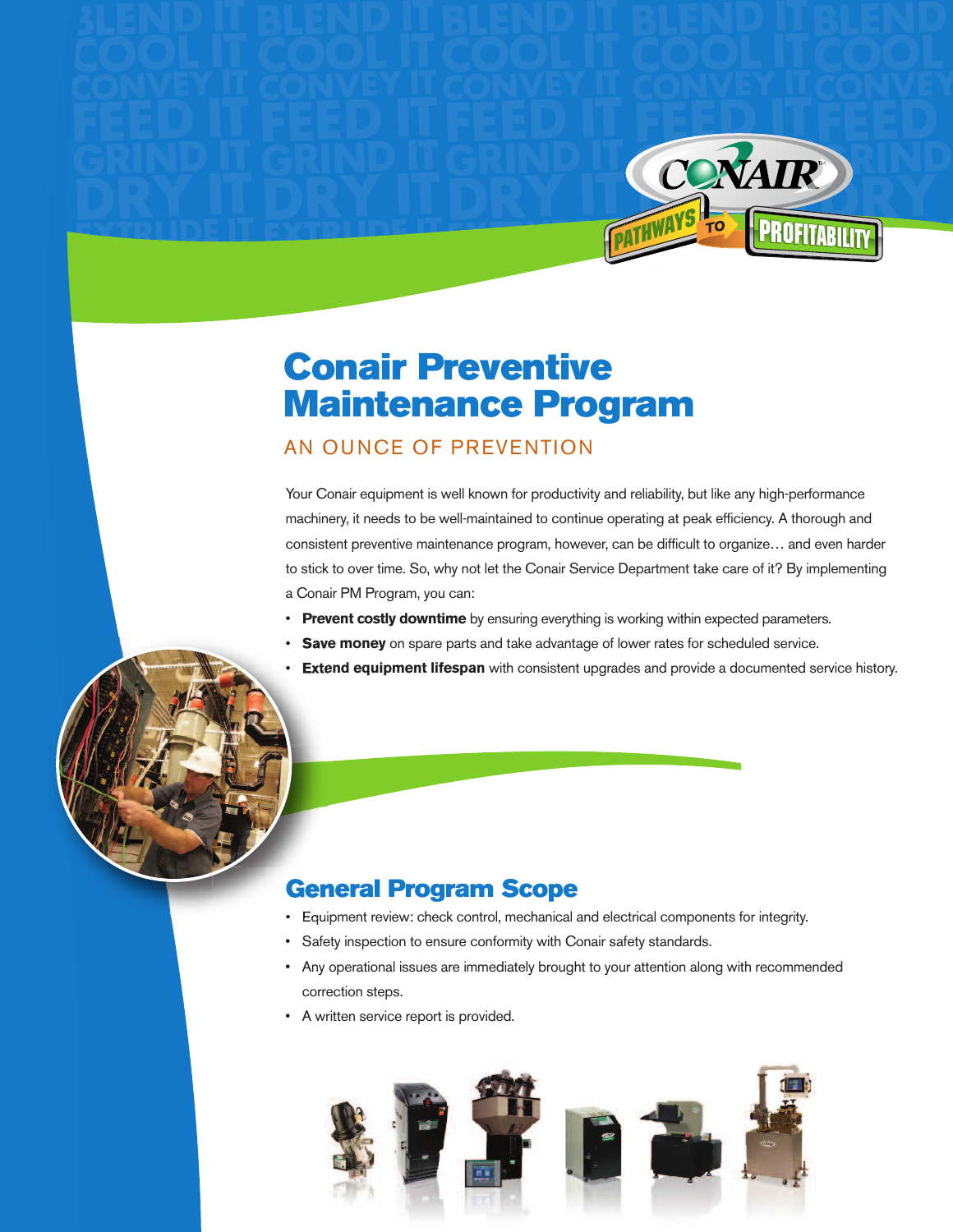# Conair Preventive Maintenance Program

## AN OUNCE OF PREVENTION

Your Conair equipment is well known for productivity and reliability, but like any high-performance machinery, it needs to be well-maintained to continue operating at peak efficiency. A thorough and consistent preventive maintenance program, however, can be difficult to organize… and even harder to stick to over time. So, why not let the Conair Service Department take care of it? By implementing a Conair PM Program, you can:

- **Prevent costly downtime** by ensuring everything is working within expected parameters.
- **Save money** on spare parts and take advantage of lower rates for scheduled service.
- **Extend equipment lifespan** with consistent upgrades and provide a documented service history.

## General Program Scope

- Equipment review: check control, mechanical and electrical components for integrity.
- Safety inspection to ensure conformity with Conair safety standards.
- Any operational issues are immediately brought to your attention along with recommended correction steps.
- A written service report is provided.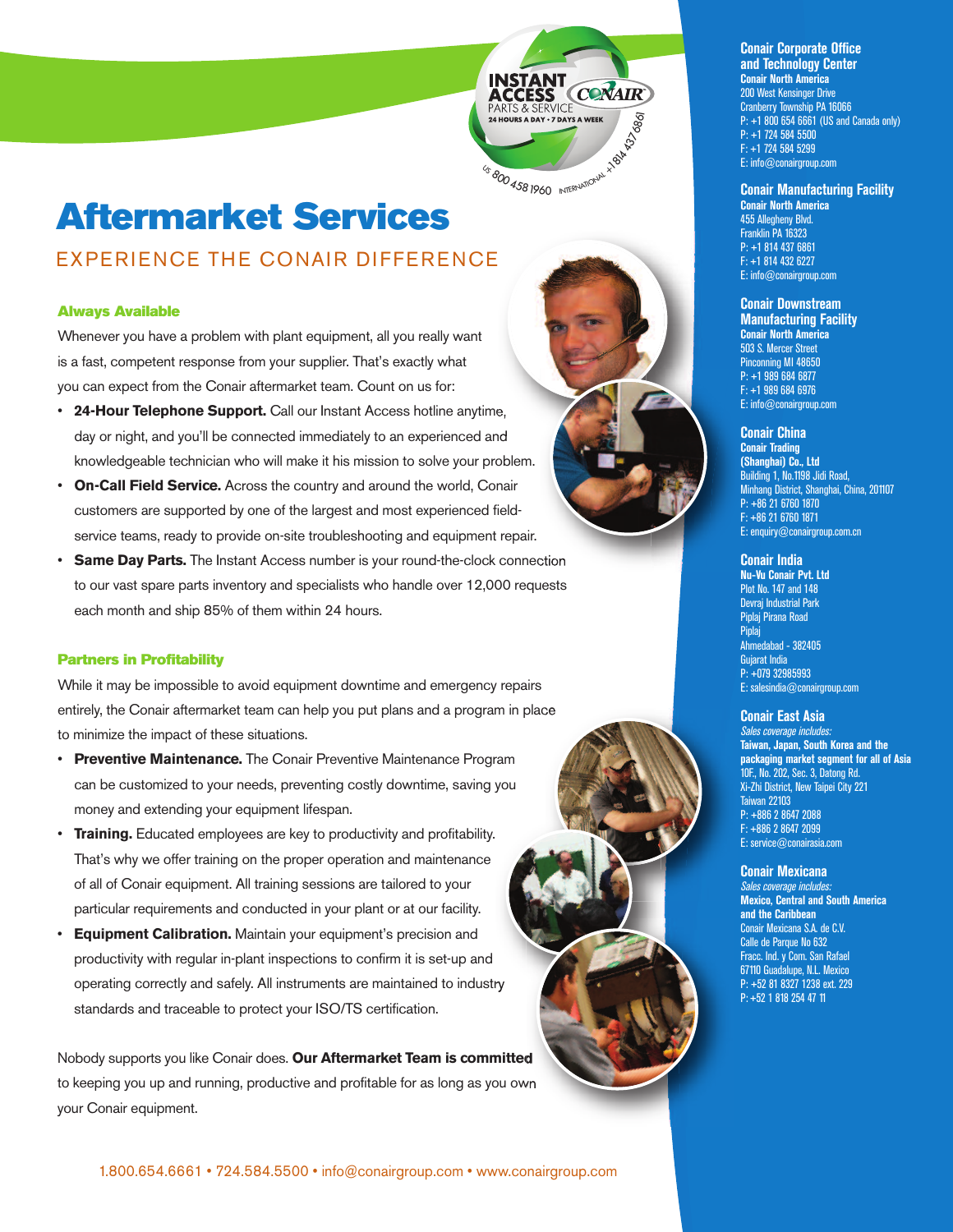INSTANT ACCESS PARTS & SERVICE 24 HOURS A DAY • 7 DAYS A WEEK

US 800 458 1960 INTERNATIONAL +1 814 437 6861

# Aftermarket Services

## EXPERIENCE THE CONAIR DIFFERENCE

### Always Available

Whenever you have a problem with plant equipment, all you really want is a fast, competent response from your supplier. That's exactly what you can expect from the Conair aftermarket team. Count on us for:

- **24-Hour Telephone Support.** Call our Instant Access hotline anytime, day or night, and you'll be connected immediately to an experienced and knowledgeable technician who will make it his mission to solve your problem.
- **On-Call Field Service.** Across the country and around the world, Conair customers are supported by one of the largest and most experienced field-service teams, ready to provide on-site troubleshooting and equipment repair.
- **Same Day Parts.** The Instant Access number is your round-the-clock connection to our vast spare parts inventory and specialists who handle over 12,000 requests each month and ship 85% of them within 24 hours.

### Partners in Profitability

While it may be impossible to avoid equipment downtime and emergency repairs entirely, the Conair aftermarket team can help you put plans and a program in place to minimize the impact of these situations.

- **Preventive Maintenance.** The Conair Preventive Maintenance Program can be customized to your needs, preventing costly downtime, saving you money and extending your equipment lifespan.
- **Training.** Educated employees are key to productivity and profitability. That's why we offer training on the proper operation and maintenance of all of Conair equipment. All training sessions are tailored to your particular requirements and conducted in your plant or at our facility.
- **Equipment Calibration.** Maintain your equipment's precision and productivity with regular in-plant inspections to confirm it is set-up and operating correctly and safely. All instruments are maintained to industry standards and traceable to protect your ISO/TS certification.

Nobody supports you like Conair does. **Our Aftermarket Team is committed** to keeping you up and running, productive and profitable for as long as you own your Conair equipment.

1.800.654.6661 • 724.584.5500 • info@conairgroup.com • www.conairgroup.com

### Conair Corporate Office and Technology Center

**Conair North America**
200 West Kensinger Drive
Cranberry Township PA 16066
P: +1 800 654 6661 (US and Canada only)
P: +1 724 584 5500
F: +1 724 584 5299
E: info@conairgroup.com

### Conair Manufacturing Facility

**Conair North America**
455 Allegheny Blvd.
Franklin PA 16323
P: +1 814 437 6861
F: +1 814 432 6227
E: info@conairgroup.com

### Conair Downstream Manufacturing Facility

**Conair North America**
503 S. Mercer Street
Pinconning MI 48650
P: +1 989 684 6877
F: +1 989 684 6976
E: info@conairgroup.com

### Conair China

**Conair Trading (Shanghai) Co., Ltd**
Building 1, No.1198 Jidi Road,
Minhang District, Shanghai, China, 201107
P: +86 21 6760 1870
F: +86 21 6760 1871
E: enquiry@conairgroup.com.cn

### Conair India

**Nu-Vu Conair Pvt. Ltd**
Plot No. 147 and 148
Devraj Industrial Park
Piplaj Pirana Road
Piplaj
Ahmedabad - 382405
Gujarat India
P: +079 32985993
E: salesindia@conairgroup.com

### Conair East Asia

*Sales coverage includes:*
**Taiwan, Japan, South Korea and the packaging market segment for all of Asia**
10F., No. 202, Sec. 3, Datong Rd.
Xi-Zhi District, New Taipei City 221
Taiwan 22103
P: +886 2 8647 2088
F: +886 2 8647 2099
E: service@conairasia.com

### Conair Mexicana

*Sales coverage includes:*
**Mexico, Central and South America and the Caribbean**
Conair Mexicana S.A. de C.V.
Calle de Parque No 632
Fracc. Ind. y Com. San Rafael
67110 Guadalupe, N.L. Mexico
P: +52 81 8327 1238 ext. 229
P: +52 1 818 254 47 11